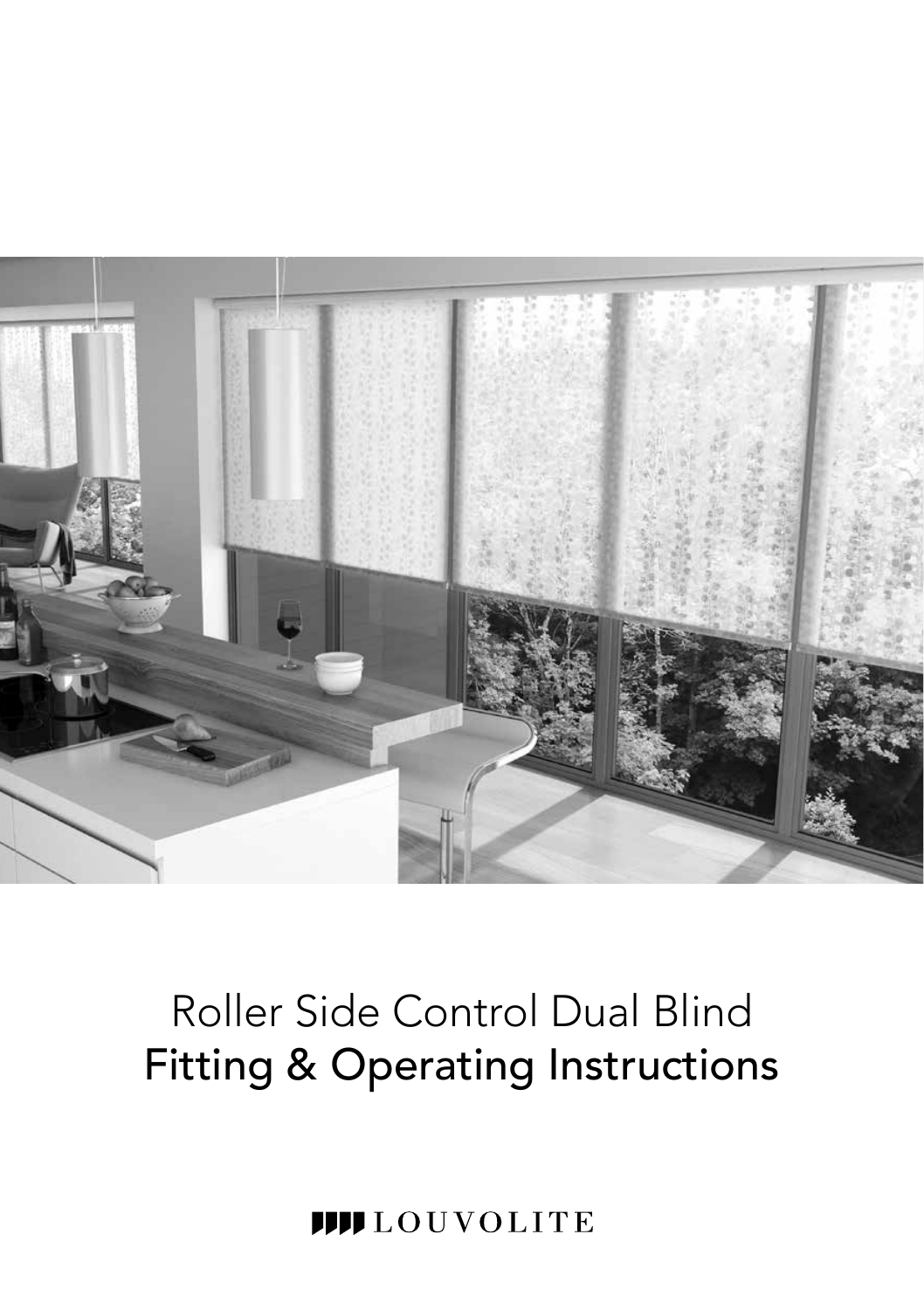# Roller Side Control Dual Blind
## Fitting & Operating Instructions

LOUVOLITE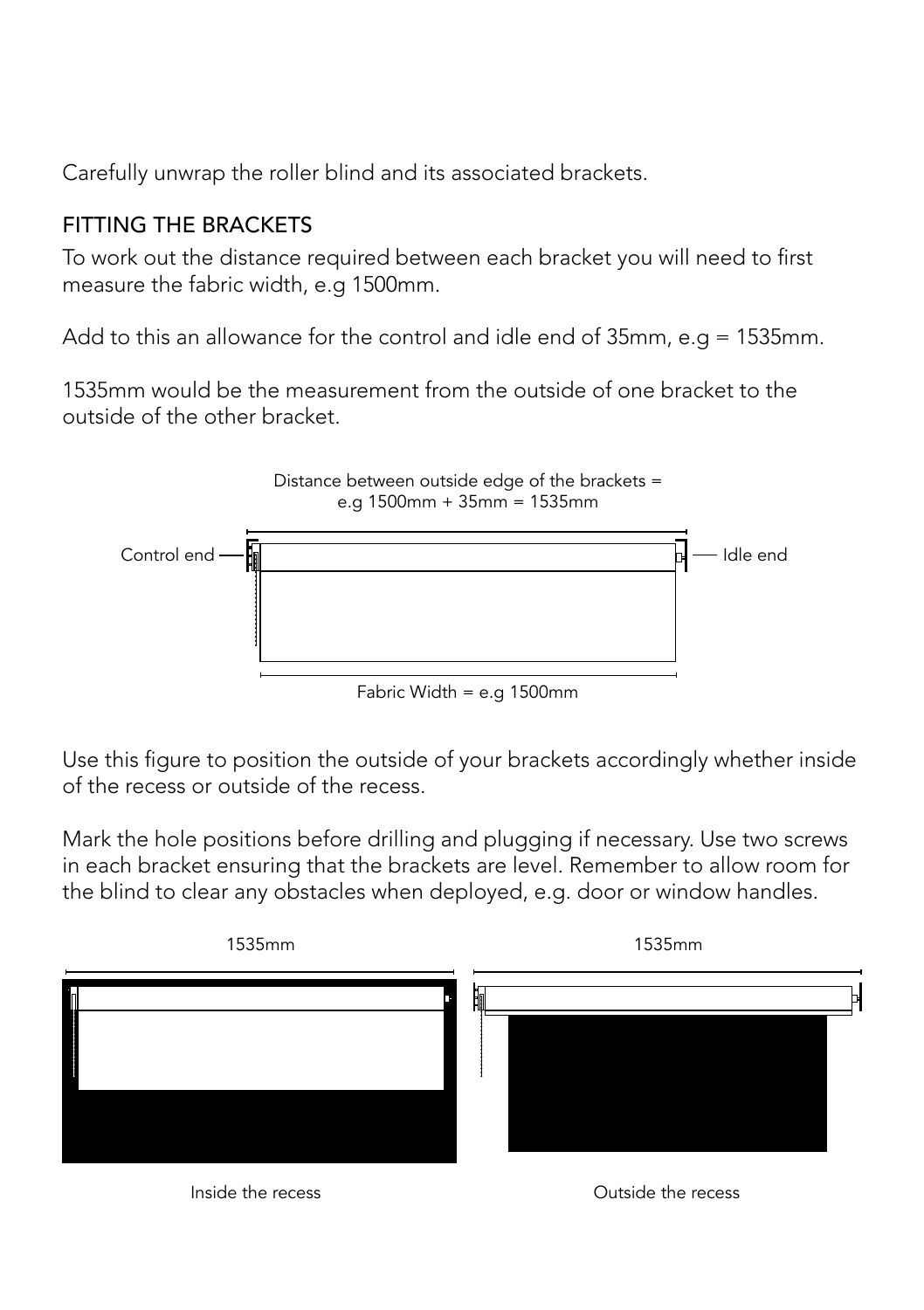Carefully unwrap the roller blind and its associated brackets.

## FITTING THE BRACKETS

To work out the distance required between each bracket you will need to first measure the fabric width, e.g 1500mm.

Add to this an allowance for the control and idle end of 35mm, e.g = 1535mm.

1535mm would be the measurement from the outside of one bracket to the outside of the other bracket.

Distance between outside edge of the brackets = e.g 1500mm + 35mm = 1535mm

Control end

Idle end

Fabric Width = e.g 1500mm

Use this figure to position the outside of your brackets accordingly whether inside of the recess or outside of the recess.

Mark the hole positions before drilling and plugging if necessary. Use two screws in each bracket ensuring that the brackets are level. Remember to allow room for the blind to clear any obstacles when deployed, e.g. door or window handles.

1535mm

Inside the recess

1535mm

Outside the recess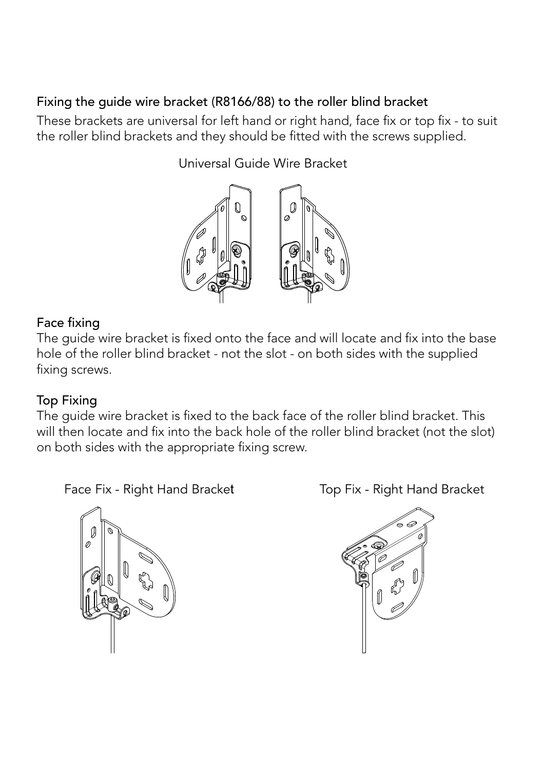## Fixing the guide wire bracket (R8166/88) to the roller blind bracket

These brackets are universal for left hand or right hand, face fix or top fix - to suit the roller blind brackets and they should be fitted with the screws supplied.

Universal Guide Wire Bracket

### Face fixing

The guide wire bracket is fixed onto the face and will locate and fix into the base hole of the roller blind bracket - not the slot - on both sides with the supplied fixing screws.

### Top Fixing

The guide wire bracket is fixed to the back face of the roller blind bracket. This will then locate and fix into the back hole of the roller blind bracket (not the slot) on both sides with the appropriate fixing screw.

Face Fix - Right Hand Bracket

Top Fix - Right Hand Bracket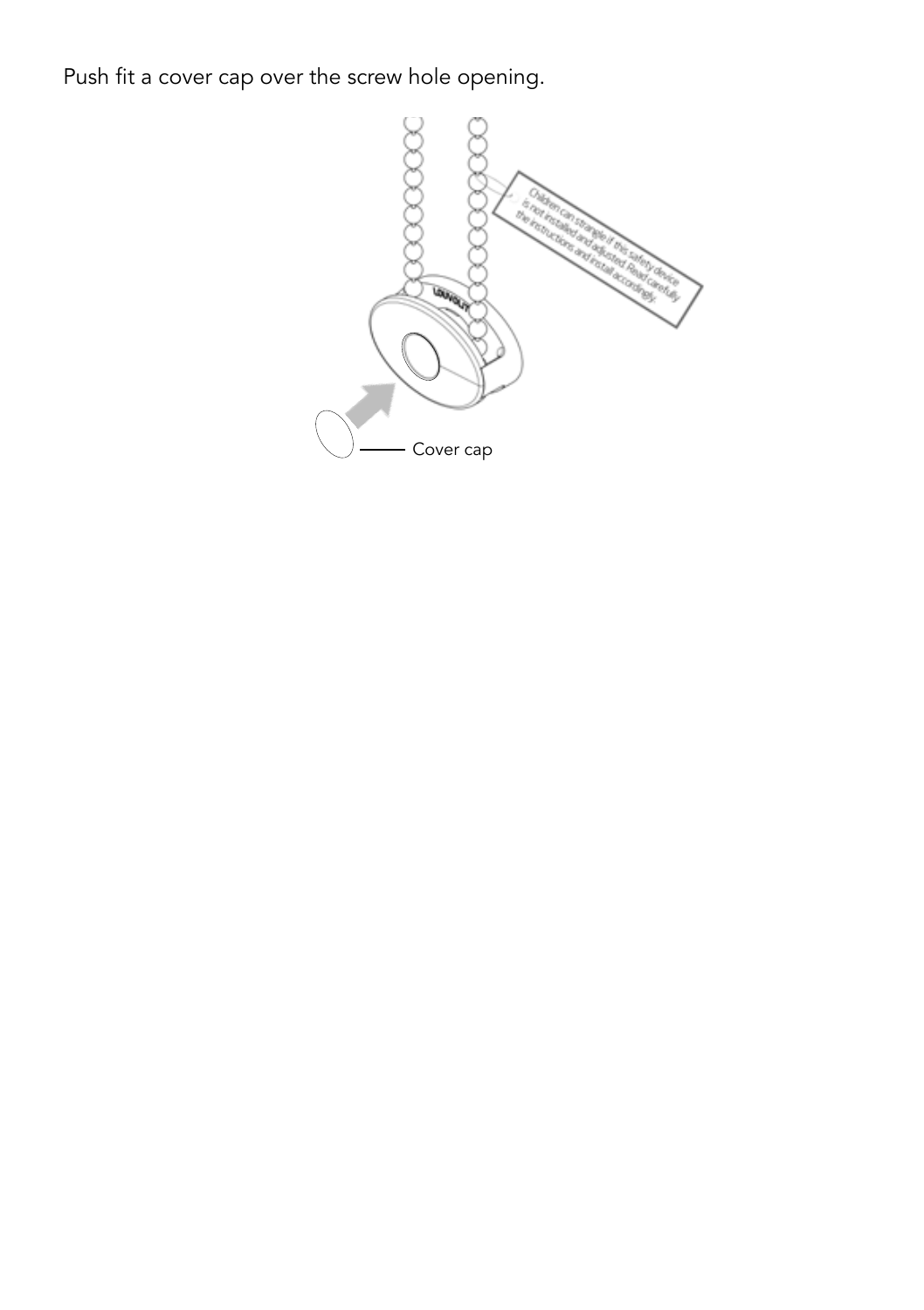Push fit a cover cap over the screw hole opening.

Children can strangle if this safety device is not installed and adjusted. Read carefully the instructions and install accordingly.

Cover cap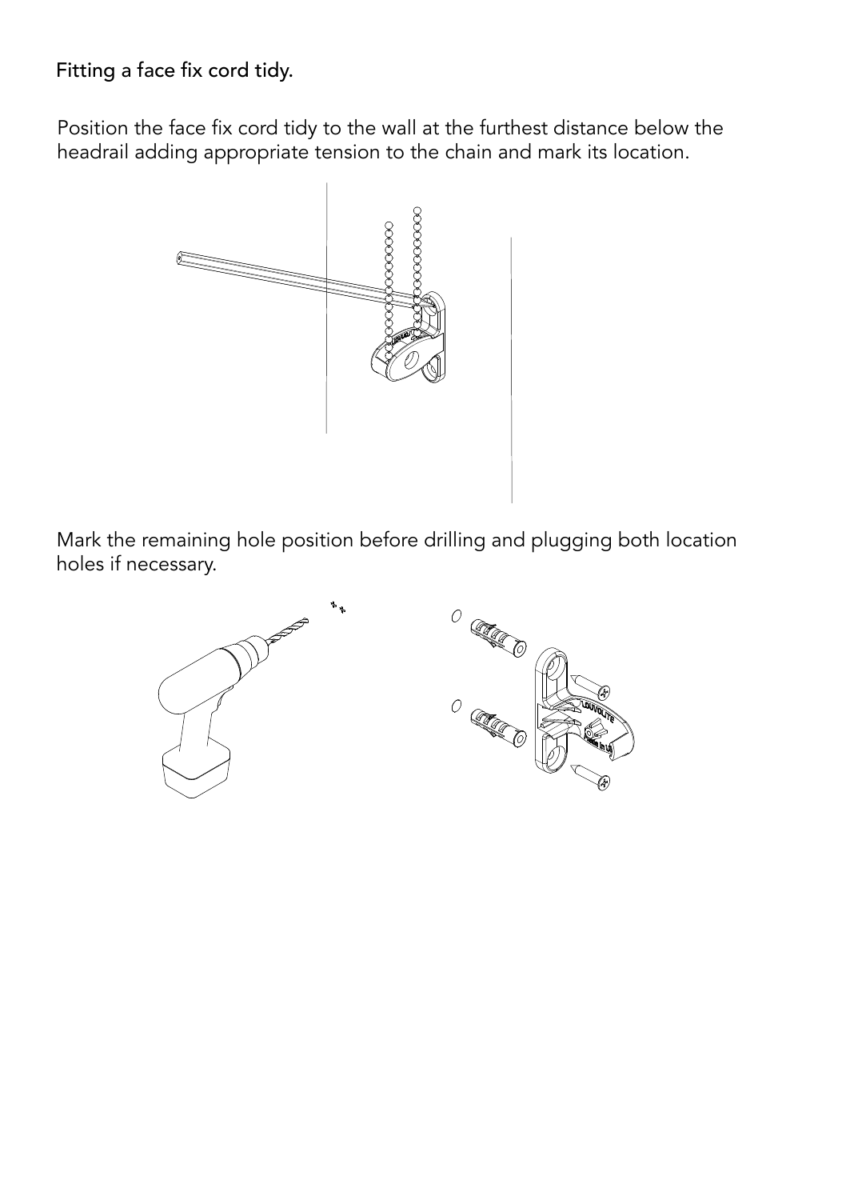## Fitting a face fix cord tidy.

Position the face fix cord tidy to the wall at the furthest distance below the headrail adding appropriate tension to the chain and mark its location.

Mark the remaining hole position before drilling and plugging both location holes if necessary.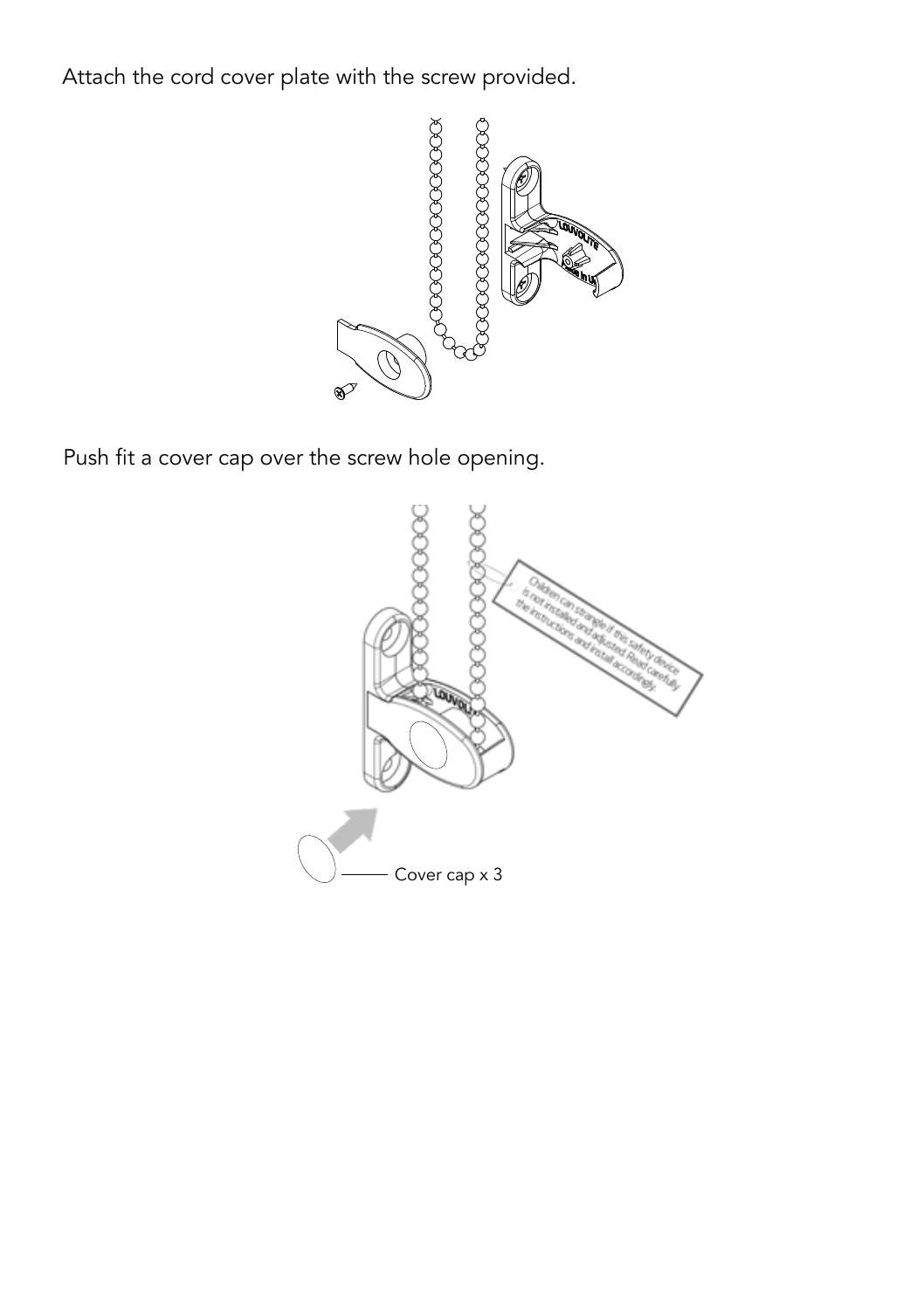Attach the cord cover plate with the screw provided.

Push fit a cover cap over the screw hole opening.

Cover cap x 3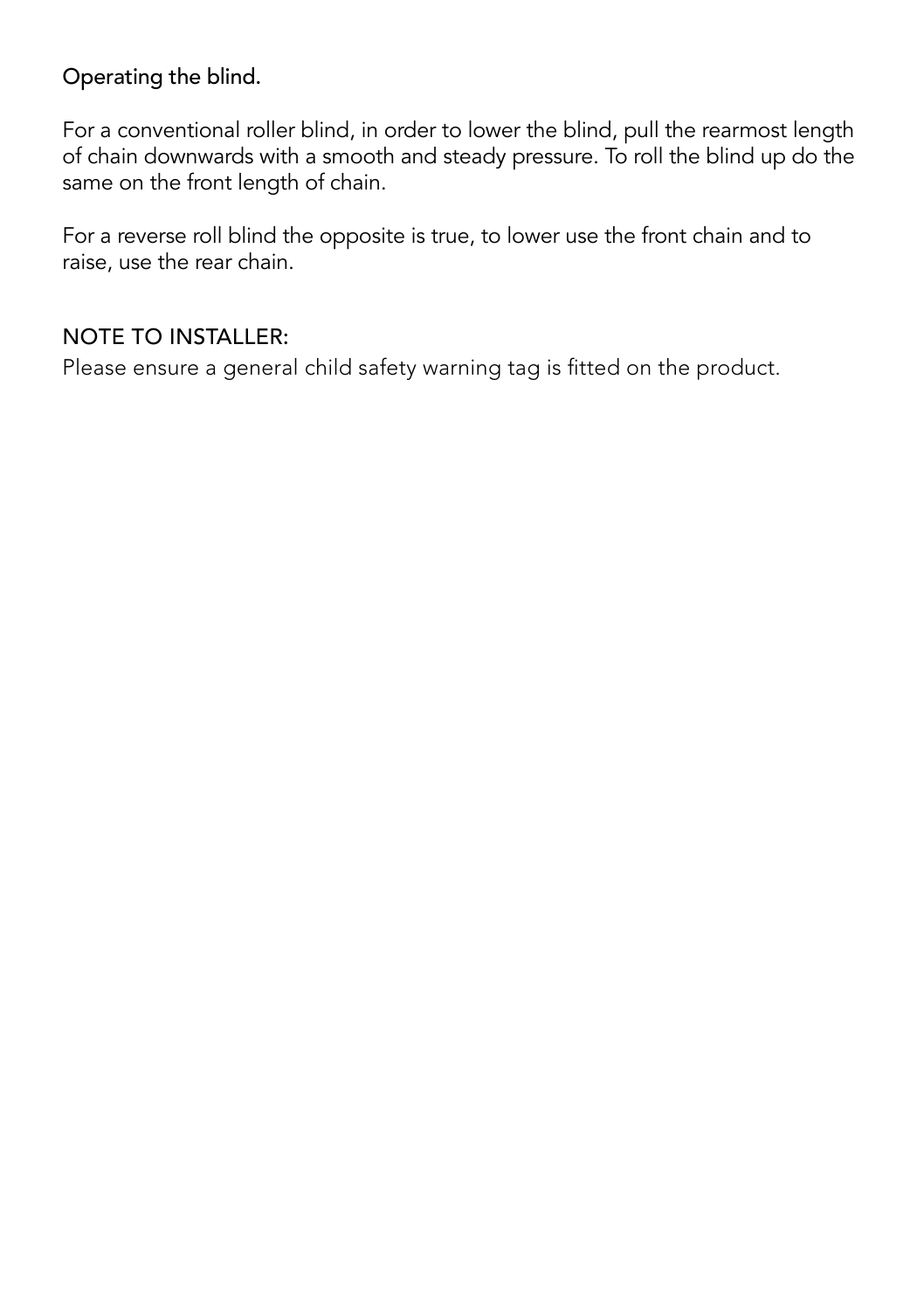## Operating the blind.

For a conventional roller blind, in order to lower the blind, pull the rearmost length of chain downwards with a smooth and steady pressure. To roll the blind up do the same on the front length of chain.

For a reverse roll blind the opposite is true, to lower use the front chain and to raise, use the rear chain.

## NOTE TO INSTALLER:

Please ensure a general child safety warning tag is fitted on the product.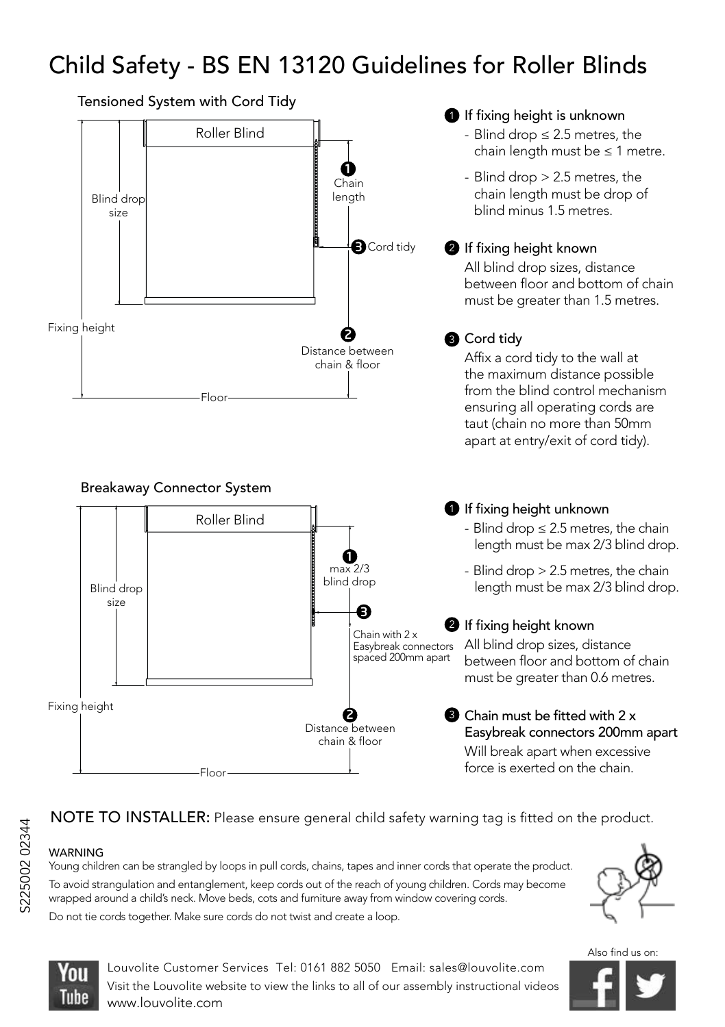# Child Safety - BS EN 13120 Guidelines for Roller Blinds

## Tensioned System with Cord Tidy

Roller Blind

Blind drop size

1 Chain length

3 Cord tidy

Fixing height

2 Distance between chain & floor

Floor

**1 If fixing height is unknown**

- Blind drop ≤ 2.5 metres, the chain length must be ≤ 1 metre.
- Blind drop > 2.5 metres, the chain length must be drop of blind minus 1.5 metres.

**2 If fixing height known**

All blind drop sizes, distance between floor and bottom of chain must be greater than 1.5 metres.

**3 Cord tidy**

Affix a cord tidy to the wall at the maximum distance possible from the blind control mechanism ensuring all operating cords are taut (chain no more than 50mm apart at entry/exit of cord tidy).

## Breakaway Connector System

Roller Blind

Blind drop size

1 max 2/3 blind drop

3 Chain with 2 x Easybreak connectors spaced 200mm apart

Fixing height

2 Distance between chain & floor

Floor

**1 If fixing height unknown**

- Blind drop ≤ 2.5 metres, the chain length must be max 2/3 blind drop.
- Blind drop > 2.5 metres, the chain length must be max 2/3 blind drop.

**2 If fixing height known**

All blind drop sizes, distance between floor and bottom of chain must be greater than 0.6 metres.

**3 Chain must be fitted with 2 x Easybreak connectors 200mm apart**

Will break apart when excessive force is exerted on the chain.

NOTE TO INSTALLER: Please ensure general child safety warning tag is fitted on the product.

S225002 02344

WARNING

Young children can be strangled by loops in pull cords, chains, tapes and inner cords that operate the product.

To avoid strangulation and entanglement, keep cords out of the reach of young children. Cords may become wrapped around a child's neck. Move beds, cots and furniture away from window covering cords.

Do not tie cords together. Make sure cords do not twist and create a loop.

Louvolite Customer Services Tel: 0161 882 5050 Email: sales@louvolite.com

Visit the Louvolite website to view the links to all of our assembly instructional videos

www.louvolite.com

Also find us on: